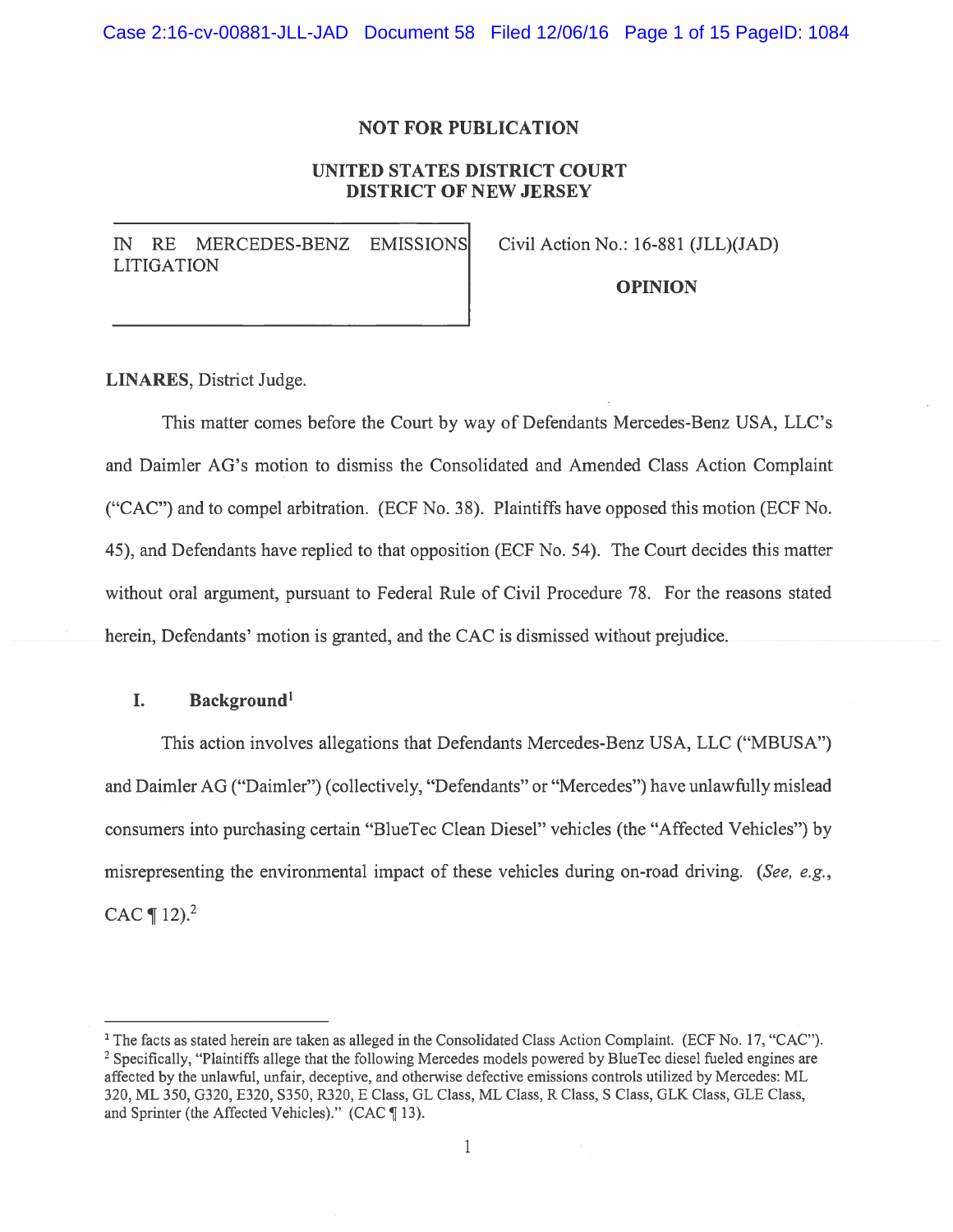**NOT FOR PUBLICATION**

**UNITED STATES DISTRICT COURT**
**DISTRICT OF NEW JERSEY**

| IN RE MERCEDES-BENZ EMISSIONS LITIGATION | Civil Action No.: 16-881 (JLL)(JAD) |
| --- | --- |
| | **OPINION** |

**LINARES**, District Judge.

This matter comes before the Court by way of Defendants Mercedes-Benz USA, LLC's and Daimler AG's motion to dismiss the Consolidated and Amended Class Action Complaint ("CAC") and to compel arbitration. (ECF No. 38). Plaintiffs have opposed this motion (ECF No. 45), and Defendants have replied to that opposition (ECF No. 54). The Court decides this matter without oral argument, pursuant to Federal Rule of Civil Procedure 78. For the reasons stated herein, Defendants' motion is granted, and the CAC is dismissed without prejudice.

## I. Background[1]

This action involves allegations that Defendants Mercedes-Benz USA, LLC ("MBUSA") and Daimler AG ("Daimler") (collectively, "Defendants" or "Mercedes") have unlawfully mislead consumers into purchasing certain "BlueTec Clean Diesel" vehicles (the "Affected Vehicles") by misrepresenting the environmental impact of these vehicles during on-road driving. (*See, e.g.*, CAC ¶ 12).[2]

---

[1] The facts as stated herein are taken as alleged in the Consolidated Class Action Complaint. (ECF No. 17, "CAC").

[2] Specifically, "Plaintiffs allege that the following Mercedes models powered by BlueTec diesel fueled engines are affected by the unlawful, unfair, deceptive, and otherwise defective emissions controls utilized by Mercedes: ML 320, ML 350, G320, E320, S350, R320, E Class, GL Class, ML Class, R Class, S Class, GLK Class, GLE Class, and Sprinter (the Affected Vehicles)." (CAC ¶ 13).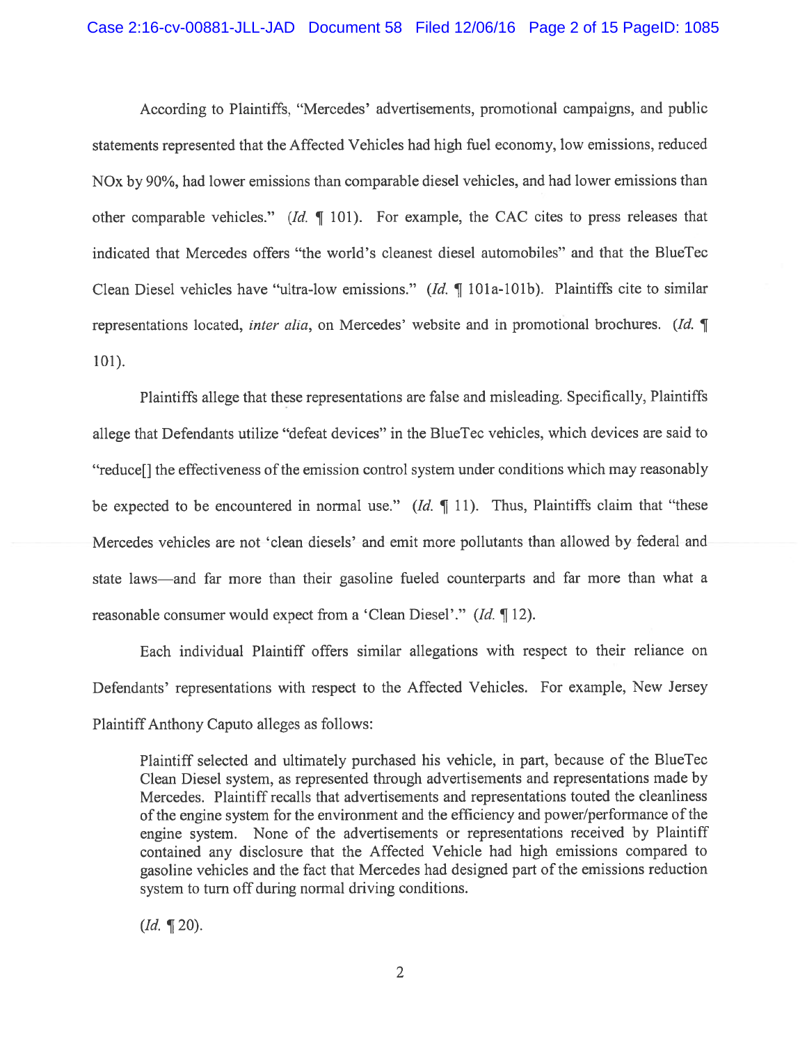According to Plaintiffs, "Mercedes' advertisements, promotional campaigns, and public statements represented that the Affected Vehicles had high fuel economy, low emissions, reduced NOx by 90%, had lower emissions than comparable diesel vehicles, and had lower emissions than other comparable vehicles." (*Id.* ¶ 101). For example, the CAC cites to press releases that indicated that Mercedes offers "the world's cleanest diesel automobiles" and that the BlueTec Clean Diesel vehicles have "ultra-low emissions." (*Id.* ¶ 101a-101b). Plaintiffs cite to similar representations located, *inter alia*, on Mercedes' website and in promotional brochures. (*Id.* ¶ 101).

Plaintiffs allege that these representations are false and misleading. Specifically, Plaintiffs allege that Defendants utilize "defeat devices" in the BlueTec vehicles, which devices are said to "reduce[] the effectiveness of the emission control system under conditions which may reasonably be expected to be encountered in normal use." (*Id.* ¶ 11). Thus, Plaintiffs claim that "these Mercedes vehicles are not 'clean diesels' and emit more pollutants than allowed by federal and state laws—and far more than their gasoline fueled counterparts and far more than what a reasonable consumer would expect from a 'Clean Diesel'." (*Id.* ¶ 12).

Each individual Plaintiff offers similar allegations with respect to their reliance on Defendants' representations with respect to the Affected Vehicles. For example, New Jersey Plaintiff Anthony Caputo alleges as follows:

> Plaintiff selected and ultimately purchased his vehicle, in part, because of the BlueTec Clean Diesel system, as represented through advertisements and representations made by Mercedes. Plaintiff recalls that advertisements and representations touted the cleanliness of the engine system for the environment and the efficiency and power/performance of the engine system. None of the advertisements or representations received by Plaintiff contained any disclosure that the Affected Vehicle had high emissions compared to gasoline vehicles and the fact that Mercedes had designed part of the emissions reduction system to turn off during normal driving conditions.
>
> (*Id.* ¶ 20).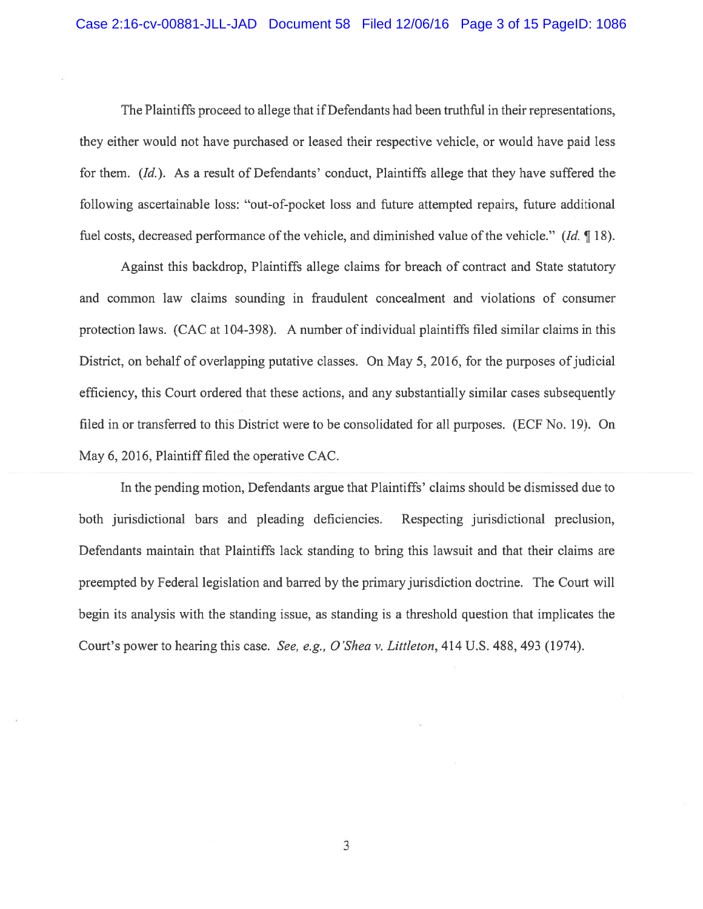The Plaintiffs proceed to allege that if Defendants had been truthful in their representations, they either would not have purchased or leased their respective vehicle, or would have paid less for them. (*Id.*). As a result of Defendants' conduct, Plaintiffs allege that they have suffered the following ascertainable loss: "out-of-pocket loss and future attempted repairs, future additional fuel costs, decreased performance of the vehicle, and diminished value of the vehicle." (*Id.* ¶ 18).

Against this backdrop, Plaintiffs allege claims for breach of contract and State statutory and common law claims sounding in fraudulent concealment and violations of consumer protection laws. (CAC at 104-398). A number of individual plaintiffs filed similar claims in this District, on behalf of overlapping putative classes. On May 5, 2016, for the purposes of judicial efficiency, this Court ordered that these actions, and any substantially similar cases subsequently filed in or transferred to this District were to be consolidated for all purposes. (ECF No. 19). On May 6, 2016, Plaintiff filed the operative CAC.

In the pending motion, Defendants argue that Plaintiffs' claims should be dismissed due to both jurisdictional bars and pleading deficiencies. Respecting jurisdictional preclusion, Defendants maintain that Plaintiffs lack standing to bring this lawsuit and that their claims are preempted by Federal legislation and barred by the primary jurisdiction doctrine. The Court will begin its analysis with the standing issue, as standing is a threshold question that implicates the Court's power to hearing this case. *See, e.g., O'Shea v. Littleton*, 414 U.S. 488, 493 (1974).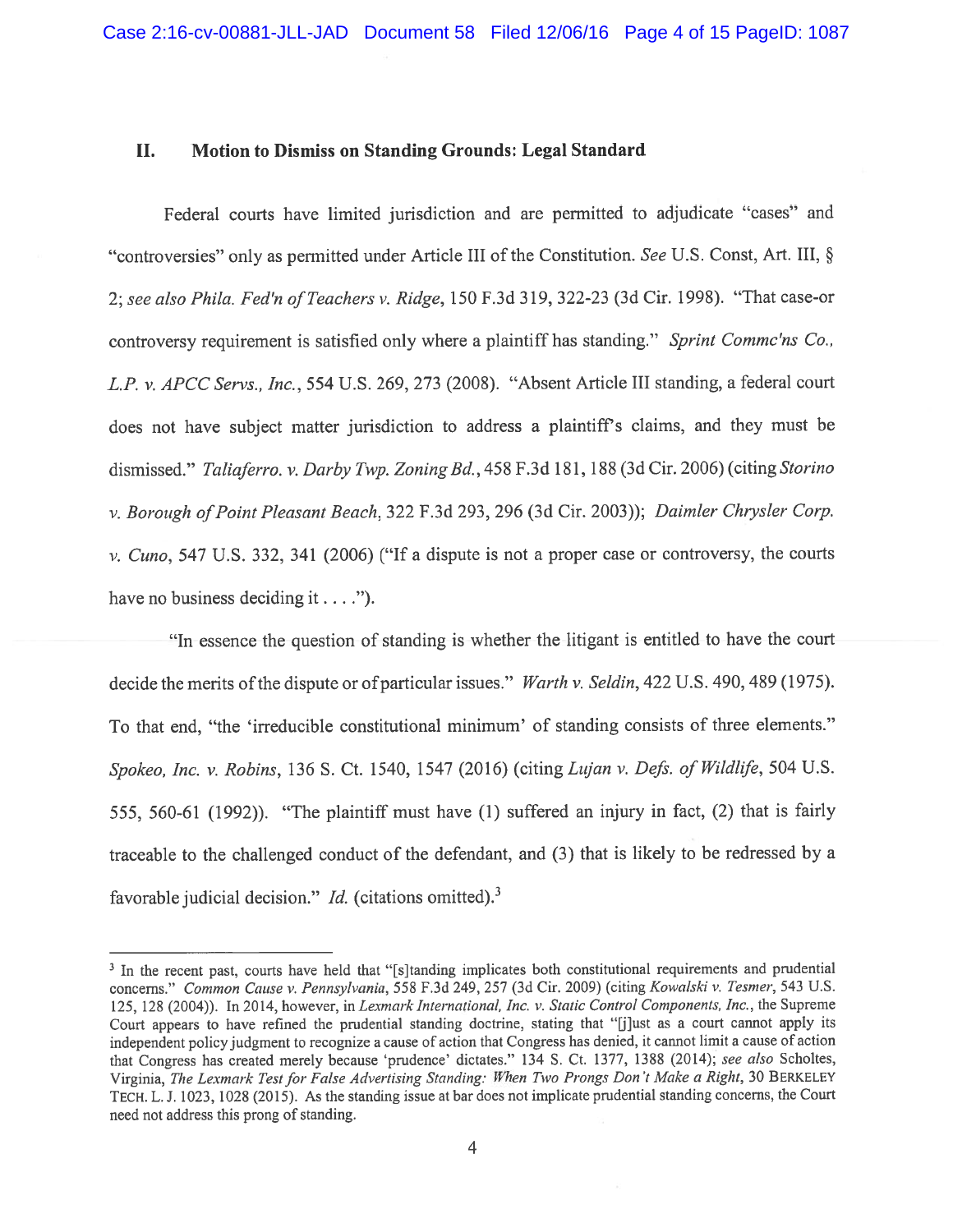## II. Motion to Dismiss on Standing Grounds: Legal Standard

Federal courts have limited jurisdiction and are permitted to adjudicate "cases" and "controversies" only as permitted under Article III of the Constitution. *See* U.S. Const, Art. III, § 2; *see also Phila. Fed'n of Teachers v. Ridge*, 150 F.3d 319, 322-23 (3d Cir. 1998). "That case-or controversy requirement is satisfied only where a plaintiff has standing." *Sprint Commc'ns Co., L.P. v. APCC Servs., Inc.*, 554 U.S. 269, 273 (2008). "Absent Article III standing, a federal court does not have subject matter jurisdiction to address a plaintiff's claims, and they must be dismissed." *Taliaferro. v. Darby Twp. Zoning Bd.*, 458 F.3d 181, 188 (3d Cir. 2006) (citing *Storino v. Borough of Point Pleasant Beach*, 322 F.3d 293, 296 (3d Cir. 2003)); *Daimler Chrysler Corp. v. Cuno*, 547 U.S. 332, 341 (2006) ("If a dispute is not a proper case or controversy, the courts have no business deciding it . . . .").

"In essence the question of standing is whether the litigant is entitled to have the court decide the merits of the dispute or of particular issues." *Warth v. Seldin*, 422 U.S. 490, 489 (1975). To that end, "the 'irreducible constitutional minimum' of standing consists of three elements." *Spokeo, Inc. v. Robins*, 136 S. Ct. 1540, 1547 (2016) (citing *Lujan v. Defs. of Wildlife*, 504 U.S. 555, 560-61 (1992)). "The plaintiff must have (1) suffered an injury in fact, (2) that is fairly traceable to the challenged conduct of the defendant, and (3) that is likely to be redressed by a favorable judicial decision." *Id.* (citations omitted).[3]

---

[3] In the recent past, courts have held that "[s]tanding implicates both constitutional requirements and prudential concerns." *Common Cause v. Pennsylvania*, 558 F.3d 249, 257 (3d Cir. 2009) (citing *Kowalski v. Tesmer*, 543 U.S. 125, 128 (2004)). In 2014, however, in *Lexmark International, Inc. v. Static Control Components, Inc.*, the Supreme Court appears to have refined the prudential standing doctrine, stating that "[j]ust as a court cannot apply its independent policy judgment to recognize a cause of action that Congress has denied, it cannot limit a cause of action that Congress has created merely because 'prudence' dictates." 134 S. Ct. 1377, 1388 (2014); *see also* Scholtes, Virginia, *The Lexmark Test for False Advertising Standing: When Two Prongs Don't Make a Right*, 30 BERKELEY TECH. L. J. 1023, 1028 (2015). As the standing issue at bar does not implicate prudential standing concerns, the Court need not address this prong of standing.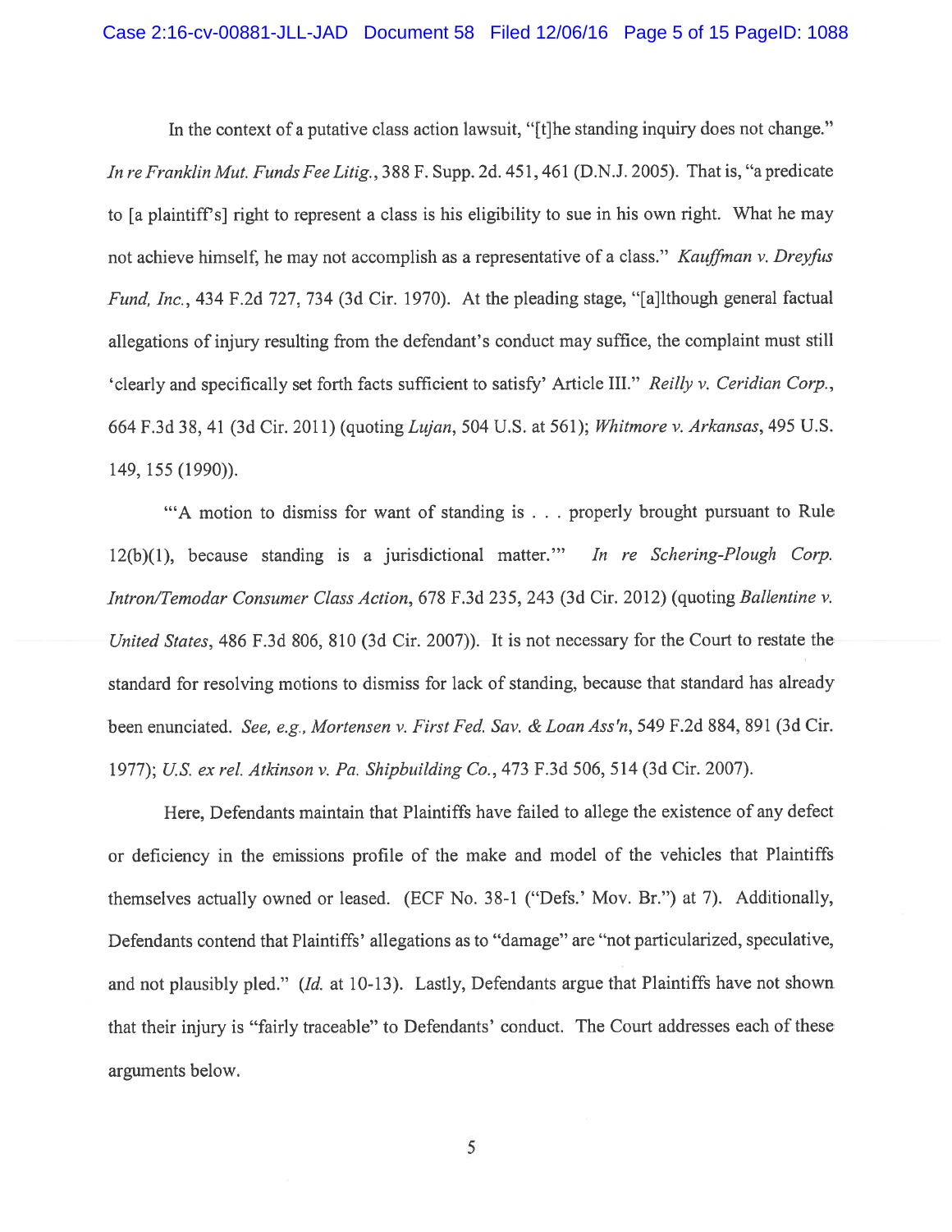In the context of a putative class action lawsuit, "[t]he standing inquiry does not change." *In re Franklin Mut. Funds Fee Litig.*, 388 F. Supp. 2d. 451, 461 (D.N.J. 2005). That is, "a predicate to [a plaintiff's] right to represent a class is his eligibility to sue in his own right. What he may not achieve himself, he may not accomplish as a representative of a class." *Kauffman v. Dreyfus Fund, Inc.*, 434 F.2d 727, 734 (3d Cir. 1970). At the pleading stage, "[a]lthough general factual allegations of injury resulting from the defendant's conduct may suffice, the complaint must still 'clearly and specifically set forth facts sufficient to satisfy' Article III." *Reilly v. Ceridian Corp.*, 664 F.3d 38, 41 (3d Cir. 2011) (quoting *Lujan*, 504 U.S. at 561); *Whitmore v. Arkansas*, 495 U.S. 149, 155 (1990)).

"'A motion to dismiss for want of standing is . . . properly brought pursuant to Rule 12(b)(1), because standing is a jurisdictional matter.'" *In re Schering-Plough Corp. Intron/Temodar Consumer Class Action*, 678 F.3d 235, 243 (3d Cir. 2012) (quoting *Ballentine v. United States*, 486 F.3d 806, 810 (3d Cir. 2007)). It is not necessary for the Court to restate the standard for resolving motions to dismiss for lack of standing, because that standard has already been enunciated. *See, e.g.*, *Mortensen v. First Fed. Sav. & Loan Ass'n*, 549 F.2d 884, 891 (3d Cir. 1977); *U.S. ex rel. Atkinson v. Pa. Shipbuilding Co.*, 473 F.3d 506, 514 (3d Cir. 2007).

Here, Defendants maintain that Plaintiffs have failed to allege the existence of any defect or deficiency in the emissions profile of the make and model of the vehicles that Plaintiffs themselves actually owned or leased. (ECF No. 38-1 ("Defs.' Mov. Br.") at 7). Additionally, Defendants contend that Plaintiffs' allegations as to "damage" are "not particularized, speculative, and not plausibly pled." (*Id.* at 10-13). Lastly, Defendants argue that Plaintiffs have not shown that their injury is "fairly traceable" to Defendants' conduct. The Court addresses each of these arguments below.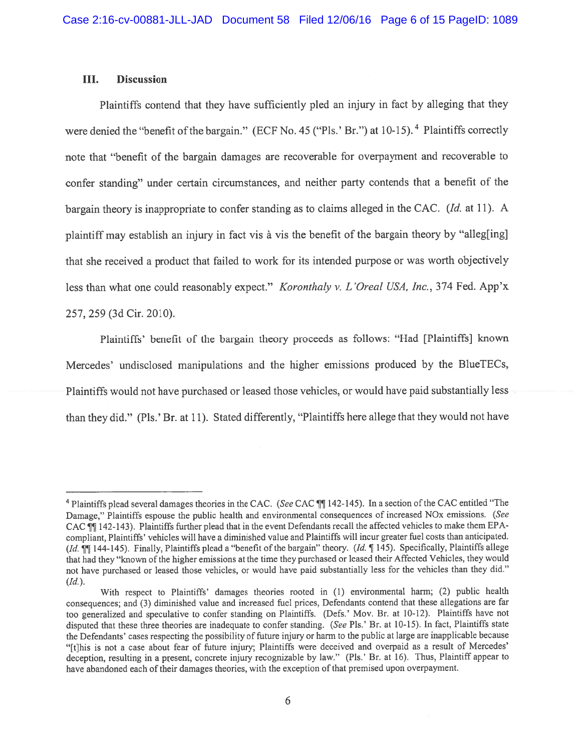## III. Discussion

Plaintiffs contend that they have sufficiently pled an injury in fact by alleging that they were denied the "benefit of the bargain." (ECF No. 45 ("Pls.' Br.") at 10-15).[4] Plaintiffs correctly note that "benefit of the bargain damages are recoverable for overpayment and recoverable to confer standing" under certain circumstances, and neither party contends that a benefit of the bargain theory is inappropriate to confer standing as to claims alleged in the CAC. (*Id.* at 11). A plaintiff may establish an injury in fact vis à vis the benefit of the bargain theory by "alleg[ing] that she received a product that failed to work for its intended purpose or was worth objectively less than what one could reasonably expect." *Koronthaly v. L'Oreal USA, Inc.*, 374 Fed. App'x 257, 259 (3d Cir. 2010).

Plaintiffs' benefit of the bargain theory proceeds as follows: "Had [Plaintiffs] known Mercedes' undisclosed manipulations and the higher emissions produced by the BlueTECs, Plaintiffs would not have purchased or leased those vehicles, or would have paid substantially less than they did." (Pls.' Br. at 11). Stated differently, "Plaintiffs here allege that they would not have

---

[4] Plaintiffs plead several damages theories in the CAC. (*See* CAC ¶¶ 142-145). In a section of the CAC entitled "The Damage," Plaintiffs espouse the public health and environmental consequences of increased NOx emissions. (*See* CAC ¶¶ 142-143). Plaintiffs further plead that in the event Defendants recall the affected vehicles to make them EPA-compliant, Plaintiffs' vehicles will have a diminished value and Plaintiffs will incur greater fuel costs than anticipated. (*Id.* ¶¶ 144-145). Finally, Plaintiffs plead a "benefit of the bargain" theory. (*Id.* ¶ 145). Specifically, Plaintiffs allege that had they "known of the higher emissions at the time they purchased or leased their Affected Vehicles, they would not have purchased or leased those vehicles, or would have paid substantially less for the vehicles than they did." (*Id.*).

With respect to Plaintiffs' damages theories rooted in (1) environmental harm; (2) public health consequences; and (3) diminished value and increased fuel prices, Defendants contend that these allegations are far too generalized and speculative to confer standing on Plaintiffs. (Defs.' Mov. Br. at 10-12). Plaintiffs have not disputed that these three theories are inadequate to confer standing. (*See* Pls.' Br. at 10-15). In fact, Plaintiffs state the Defendants' cases respecting the possibility of future injury or harm to the public at large are inapplicable because "[t]his is not a case about fear of future injury; Plaintiffs were deceived and overpaid as a result of Mercedes' deception, resulting in a present, concrete injury recognizable by law." (Pls.' Br. at 16). Thus, Plaintiff appear to have abandoned each of their damages theories, with the exception of that premised upon overpayment.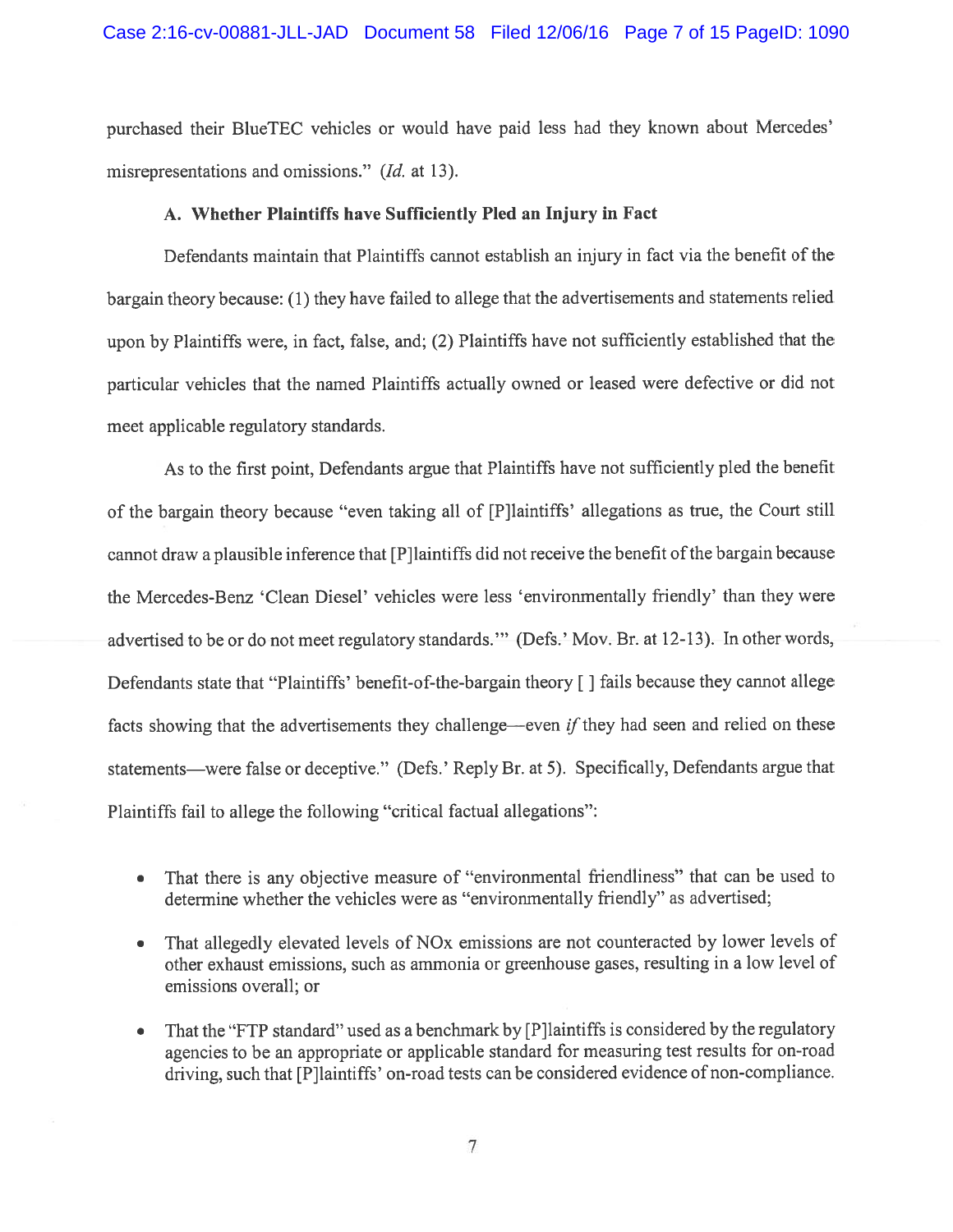purchased their BlueTEC vehicles or would have paid less had they known about Mercedes' misrepresentations and omissions." (*Id.* at 13).

### A. Whether Plaintiffs have Sufficiently Pled an Injury in Fact

Defendants maintain that Plaintiffs cannot establish an injury in fact via the benefit of the bargain theory because: (1) they have failed to allege that the advertisements and statements relied upon by Plaintiffs were, in fact, false, and; (2) Plaintiffs have not sufficiently established that the particular vehicles that the named Plaintiffs actually owned or leased were defective or did not meet applicable regulatory standards.

As to the first point, Defendants argue that Plaintiffs have not sufficiently pled the benefit of the bargain theory because "even taking all of [P]laintiffs' allegations as true, the Court still cannot draw a plausible inference that [P]laintiffs did not receive the benefit of the bargain because the Mercedes-Benz 'Clean Diesel' vehicles were less 'environmentally friendly' than they were advertised to be or do not meet regulatory standards.'" (Defs.' Mov. Br. at 12-13). In other words, Defendants state that "Plaintiffs' benefit-of-the-bargain theory [ ] fails because they cannot allege facts showing that the advertisements they challenge—even *if* they had seen and relied on these statements—were false or deceptive." (Defs.' Reply Br. at 5). Specifically, Defendants argue that Plaintiffs fail to allege the following "critical factual allegations":

- That there is any objective measure of "environmental friendliness" that can be used to determine whether the vehicles were as "environmentally friendly" as advertised;
- That allegedly elevated levels of NOx emissions are not counteracted by lower levels of other exhaust emissions, such as ammonia or greenhouse gases, resulting in a low level of emissions overall; or
- That the "FTP standard" used as a benchmark by [P]laintiffs is considered by the regulatory agencies to be an appropriate or applicable standard for measuring test results for on-road driving, such that [P]laintiffs' on-road tests can be considered evidence of non-compliance.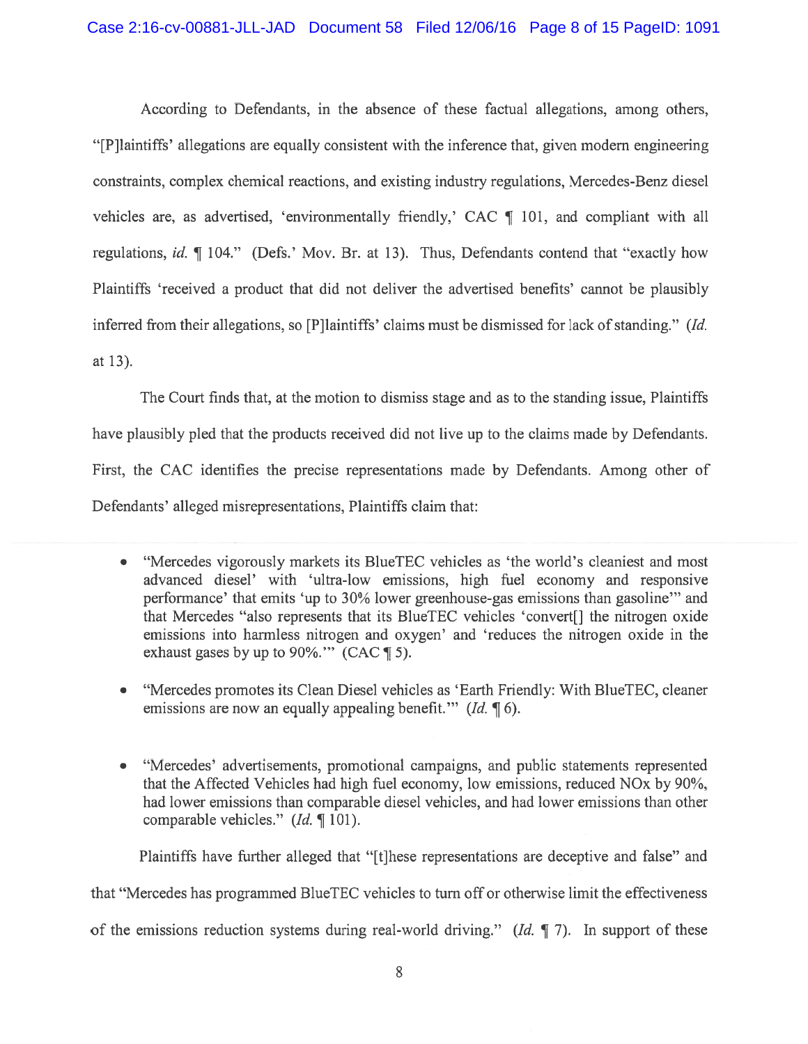According to Defendants, in the absence of these factual allegations, among others, "[P]laintiffs' allegations are equally consistent with the inference that, given modern engineering constraints, complex chemical reactions, and existing industry regulations, Mercedes-Benz diesel vehicles are, as advertised, 'environmentally friendly,' CAC ¶ 101, and compliant with all regulations, *id.* ¶ 104." (Defs.' Mov. Br. at 13). Thus, Defendants contend that "exactly how Plaintiffs 'received a product that did not deliver the advertised benefits' cannot be plausibly inferred from their allegations, so [P]laintiffs' claims must be dismissed for lack of standing." (*Id.* at 13).

The Court finds that, at the motion to dismiss stage and as to the standing issue, Plaintiffs have plausibly pled that the products received did not live up to the claims made by Defendants. First, the CAC identifies the precise representations made by Defendants. Among other of Defendants' alleged misrepresentations, Plaintiffs claim that:

- "Mercedes vigorously markets its BlueTEC vehicles as 'the world's cleaniest and most advanced diesel' with 'ultra-low emissions, high fuel economy and responsive performance' that emits 'up to 30% lower greenhouse-gas emissions than gasoline'" and that Mercedes "also represents that its BlueTEC vehicles 'convert[] the nitrogen oxide emissions into harmless nitrogen and oxygen' and 'reduces the nitrogen oxide in the exhaust gases by up to 90%.'" (CAC ¶ 5).

- "Mercedes promotes its Clean Diesel vehicles as 'Earth Friendly: With BlueTEC, cleaner emissions are now an equally appealing benefit.'" (*Id.* ¶ 6).

- "Mercedes' advertisements, promotional campaigns, and public statements represented that the Affected Vehicles had high fuel economy, low emissions, reduced NOx by 90%, had lower emissions than comparable diesel vehicles, and had lower emissions than other comparable vehicles." (*Id.* ¶ 101).

Plaintiffs have further alleged that "[t]hese representations are deceptive and false" and that "Mercedes has programmed BlueTEC vehicles to turn off or otherwise limit the effectiveness of the emissions reduction systems during real-world driving." (*Id.* ¶ 7). In support of these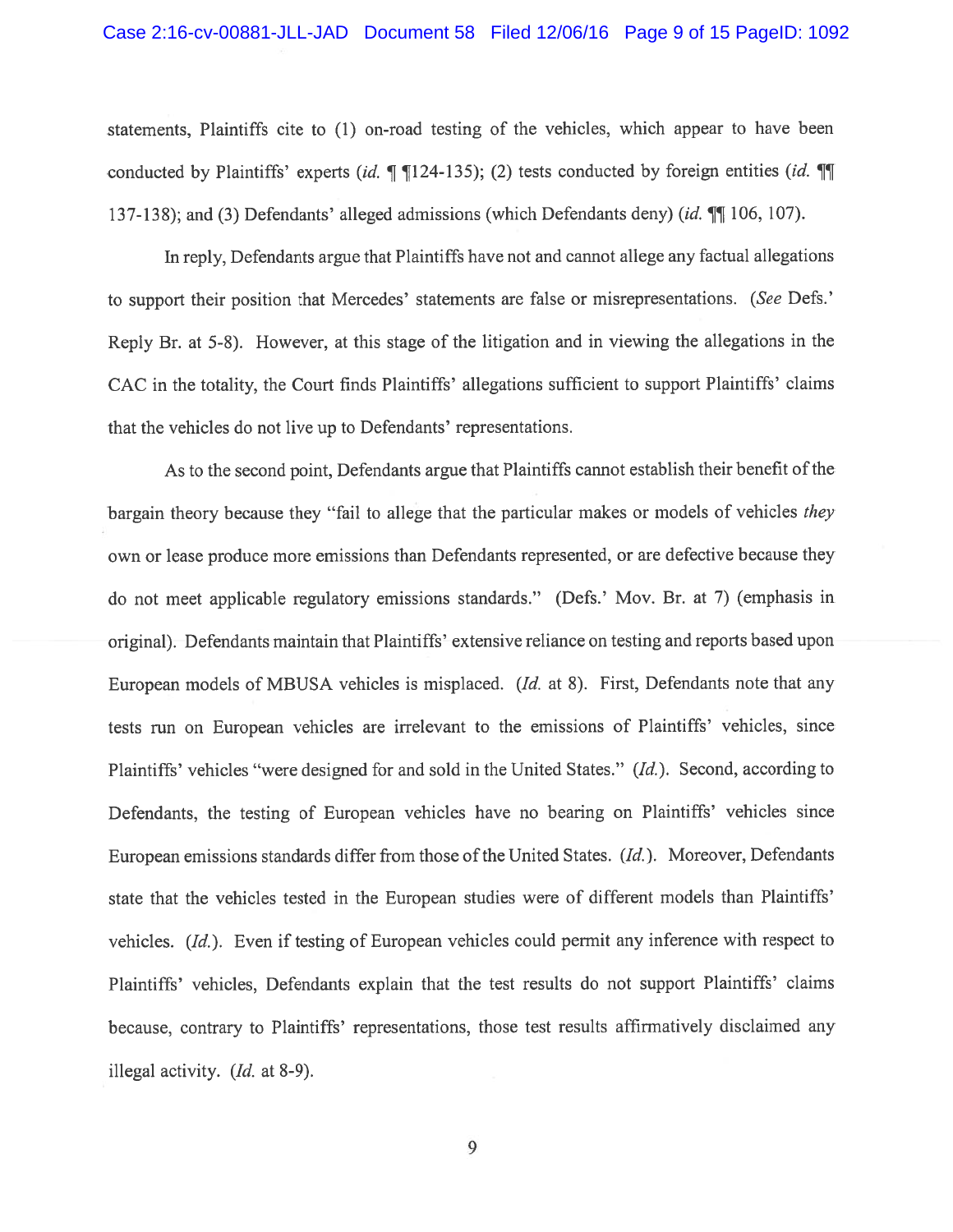statements, Plaintiffs cite to (1) on-road testing of the vehicles, which appear to have been conducted by Plaintiffs' experts (*id.* ¶ ¶124-135); (2) tests conducted by foreign entities (*id.* ¶¶ 137-138); and (3) Defendants' alleged admissions (which Defendants deny) (*id.* ¶¶ 106, 107).

In reply, Defendants argue that Plaintiffs have not and cannot allege any factual allegations to support their position that Mercedes' statements are false or misrepresentations. (*See* Defs.' Reply Br. at 5-8). However, at this stage of the litigation and in viewing the allegations in the CAC in the totality, the Court finds Plaintiffs' allegations sufficient to support Plaintiffs' claims that the vehicles do not live up to Defendants' representations.

As to the second point, Defendants argue that Plaintiffs cannot establish their benefit of the bargain theory because they "fail to allege that the particular makes or models of vehicles *they* own or lease produce more emissions than Defendants represented, or are defective because they do not meet applicable regulatory emissions standards." (Defs.' Mov. Br. at 7) (emphasis in original). Defendants maintain that Plaintiffs' extensive reliance on testing and reports based upon European models of MBUSA vehicles is misplaced. (*Id.* at 8). First, Defendants note that any tests run on European vehicles are irrelevant to the emissions of Plaintiffs' vehicles, since Plaintiffs' vehicles "were designed for and sold in the United States." (*Id.*). Second, according to Defendants, the testing of European vehicles have no bearing on Plaintiffs' vehicles since European emissions standards differ from those of the United States. (*Id.*). Moreover, Defendants state that the vehicles tested in the European studies were of different models than Plaintiffs' vehicles. (*Id.*). Even if testing of European vehicles could permit any inference with respect to Plaintiffs' vehicles, Defendants explain that the test results do not support Plaintiffs' claims because, contrary to Plaintiffs' representations, those test results affirmatively disclaimed any illegal activity. (*Id.* at 8-9).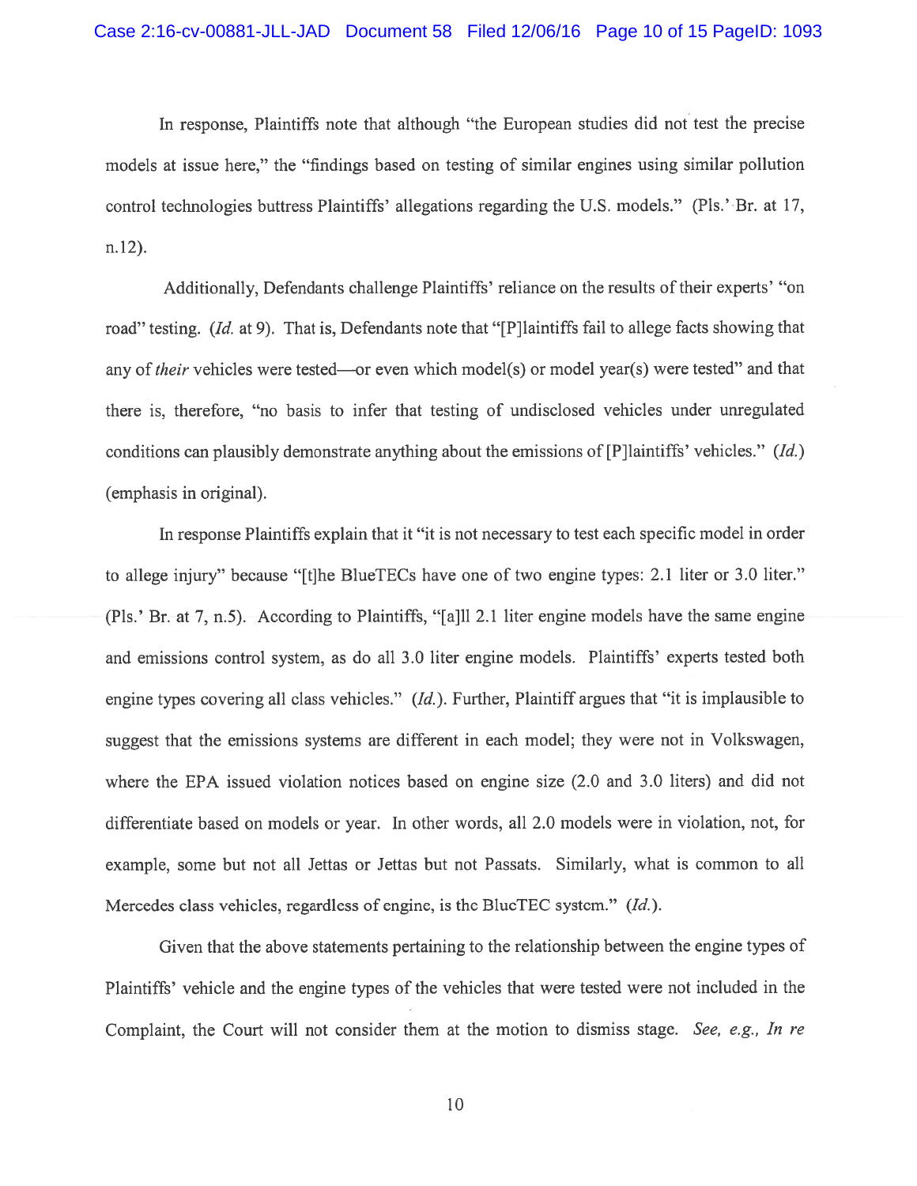In response, Plaintiffs note that although "the European studies did not test the precise models at issue here," the "findings based on testing of similar engines using similar pollution control technologies buttress Plaintiffs' allegations regarding the U.S. models." (Pls.' Br. at 17, n.12).

Additionally, Defendants challenge Plaintiffs' reliance on the results of their experts' "on road" testing. (*Id.* at 9). That is, Defendants note that "[P]laintiffs fail to allege facts showing that any of *their* vehicles were tested—or even which model(s) or model year(s) were tested" and that there is, therefore, "no basis to infer that testing of undisclosed vehicles under unregulated conditions can plausibly demonstrate anything about the emissions of [P]laintiffs' vehicles." (*Id.*) (emphasis in original).

In response Plaintiffs explain that it "it is not necessary to test each specific model in order to allege injury" because "[t]he BlueTECs have one of two engine types: 2.1 liter or 3.0 liter." (Pls.' Br. at 7, n.5). According to Plaintiffs, "[a]ll 2.1 liter engine models have the same engine and emissions control system, as do all 3.0 liter engine models. Plaintiffs' experts tested both engine types covering all class vehicles." (*Id.*). Further, Plaintiff argues that "it is implausible to suggest that the emissions systems are different in each model; they were not in Volkswagen, where the EPA issued violation notices based on engine size (2.0 and 3.0 liters) and did not differentiate based on models or year. In other words, all 2.0 models were in violation, not, for example, some but not all Jettas or Jettas but not Passats. Similarly, what is common to all Mercedes class vehicles, regardless of engine, is the BlueTEC system." (*Id.*).

Given that the above statements pertaining to the relationship between the engine types of Plaintiffs' vehicle and the engine types of the vehicles that were tested were not included in the Complaint, the Court will not consider them at the motion to dismiss stage. *See, e.g., In re*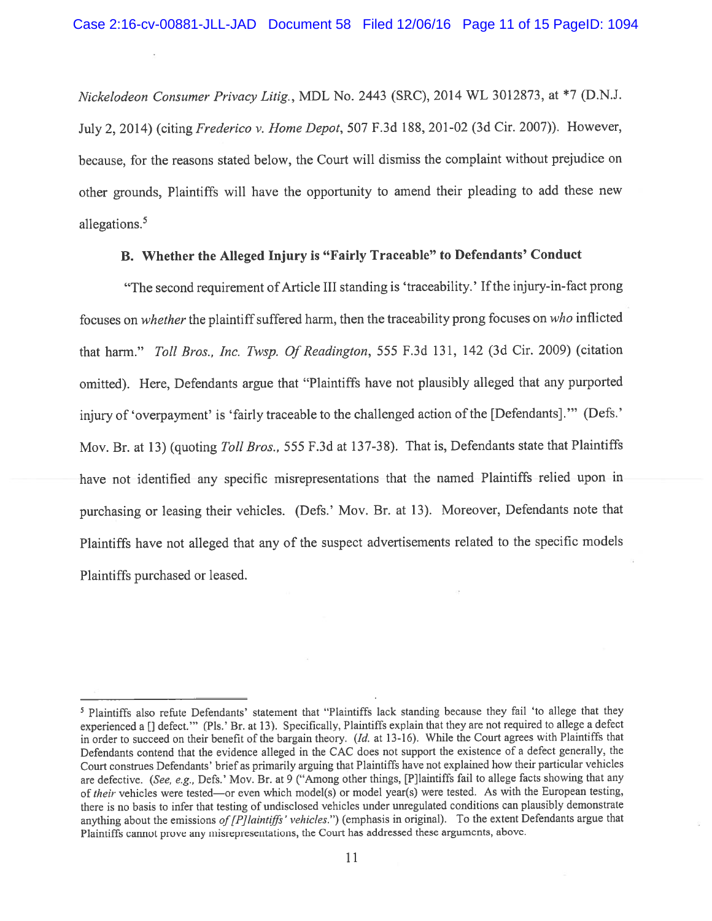*Nickelodeon Consumer Privacy Litig.*, MDL No. 2443 (SRC), 2014 WL 3012873, at *7 (D.N.J. July 2, 2014) (citing *Frederico v. Home Depot*, 507 F.3d 188, 201-02 (3d Cir. 2007)). However, because, for the reasons stated below, the Court will dismiss the complaint without prejudice on other grounds, Plaintiffs will have the opportunity to amend their pleading to add these new allegations.[5]

### B. Whether the Alleged Injury is "Fairly Traceable" to Defendants' Conduct

"The second requirement of Article III standing is 'traceability.' If the injury-in-fact prong focuses on *whether* the plaintiff suffered harm, then the traceability prong focuses on *who* inflicted that harm." *Toll Bros., Inc. Twsp. Of Readington*, 555 F.3d 131, 142 (3d Cir. 2009) (citation omitted). Here, Defendants argue that "Plaintiffs have not plausibly alleged that any purported injury of 'overpayment' is 'fairly traceable to the challenged action of the [Defendants].'" (Defs.' Mov. Br. at 13) (quoting *Toll Bros.*, 555 F.3d at 137-38). That is, Defendants state that Plaintiffs have not identified any specific misrepresentations that the named Plaintiffs relied upon in purchasing or leasing their vehicles. (Defs.' Mov. Br. at 13). Moreover, Defendants note that Plaintiffs have not alleged that any of the suspect advertisements related to the specific models Plaintiffs purchased or leased.

---

[5] Plaintiffs also refute Defendants' statement that "Plaintiffs lack standing because they fail 'to allege that they experienced a [] defect.'" (Pls.' Br. at 13). Specifically, Plaintiffs explain that they are not required to allege a defect in order to succeed on their benefit of the bargain theory. (*Id.* at 13-16). While the Court agrees with Plaintiffs that Defendants contend that the evidence alleged in the CAC does not support the existence of a defect generally, the Court construes Defendants' brief as primarily arguing that Plaintiffs have not explained how their particular vehicles are defective. (*See, e.g.*, Defs.' Mov. Br. at 9 ("Among other things, [P]laintiffs fail to allege facts showing that any of *their* vehicles were tested—or even which model(s) or model year(s) were tested. As with the European testing, there is no basis to infer that testing of undisclosed vehicles under unregulated conditions can plausibly demonstrate anything about the emissions *of [P]laintiffs' vehicles*.") (emphasis in original). To the extent Defendants argue that Plaintiffs cannot prove any misrepresentations, the Court has addressed these arguments, above.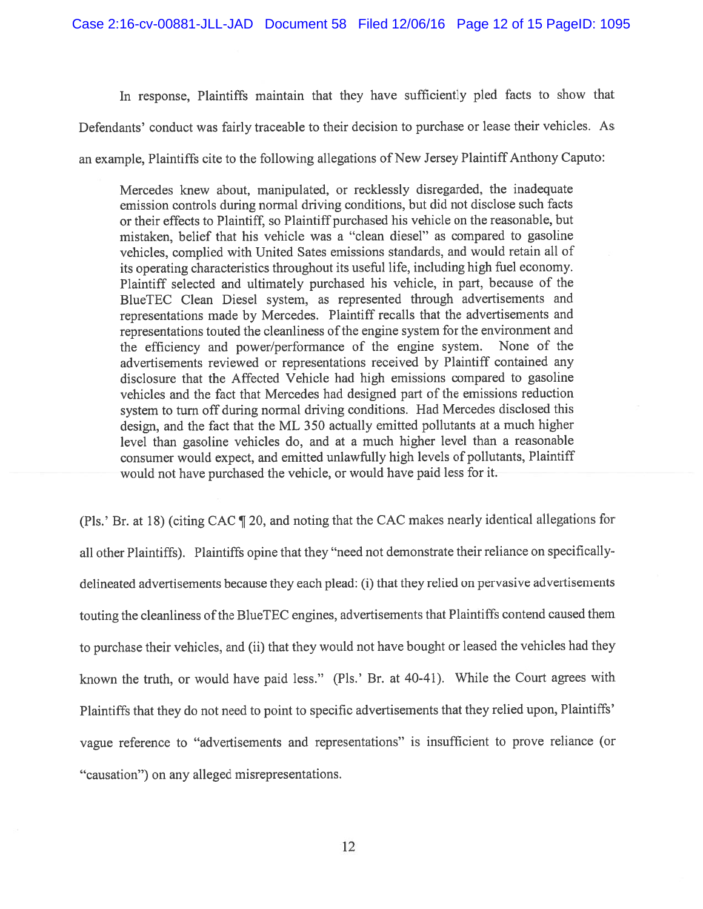In response, Plaintiffs maintain that they have sufficiently pled facts to show that Defendants' conduct was fairly traceable to their decision to purchase or lease their vehicles. As an example, Plaintiffs cite to the following allegations of New Jersey Plaintiff Anthony Caputo:

> Mercedes knew about, manipulated, or recklessly disregarded, the inadequate emission controls during normal driving conditions, but did not disclose such facts or their effects to Plaintiff, so Plaintiff purchased his vehicle on the reasonable, but mistaken, belief that his vehicle was a "clean diesel" as compared to gasoline vehicles, complied with United Sates emissions standards, and would retain all of its operating characteristics throughout its useful life, including high fuel economy. Plaintiff selected and ultimately purchased his vehicle, in part, because of the BlueTEC Clean Diesel system, as represented through advertisements and representations made by Mercedes. Plaintiff recalls that the advertisements and representations touted the cleanliness of the engine system for the environment and the efficiency and power/performance of the engine system. None of the advertisements reviewed or representations received by Plaintiff contained any disclosure that the Affected Vehicle had high emissions compared to gasoline vehicles and the fact that Mercedes had designed part of the emissions reduction system to turn off during normal driving conditions. Had Mercedes disclosed this design, and the fact that the ML 350 actually emitted pollutants at a much higher level than gasoline vehicles do, and at a much higher level than a reasonable consumer would expect, and emitted unlawfully high levels of pollutants, Plaintiff would not have purchased the vehicle, or would have paid less for it.

(Pls.' Br. at 18) (citing CAC ¶ 20, and noting that the CAC makes nearly identical allegations for all other Plaintiffs). Plaintiffs opine that they "need not demonstrate their reliance on specifically-delineated advertisements because they each plead: (i) that they relied on pervasive advertisements touting the cleanliness of the BlueTEC engines, advertisements that Plaintiffs contend caused them to purchase their vehicles, and (ii) that they would not have bought or leased the vehicles had they known the truth, or would have paid less." (Pls.' Br. at 40-41). While the Court agrees with Plaintiffs that they do not need to point to specific advertisements that they relied upon, Plaintiffs' vague reference to "advertisements and representations" is insufficient to prove reliance (or "causation") on any alleged misrepresentations.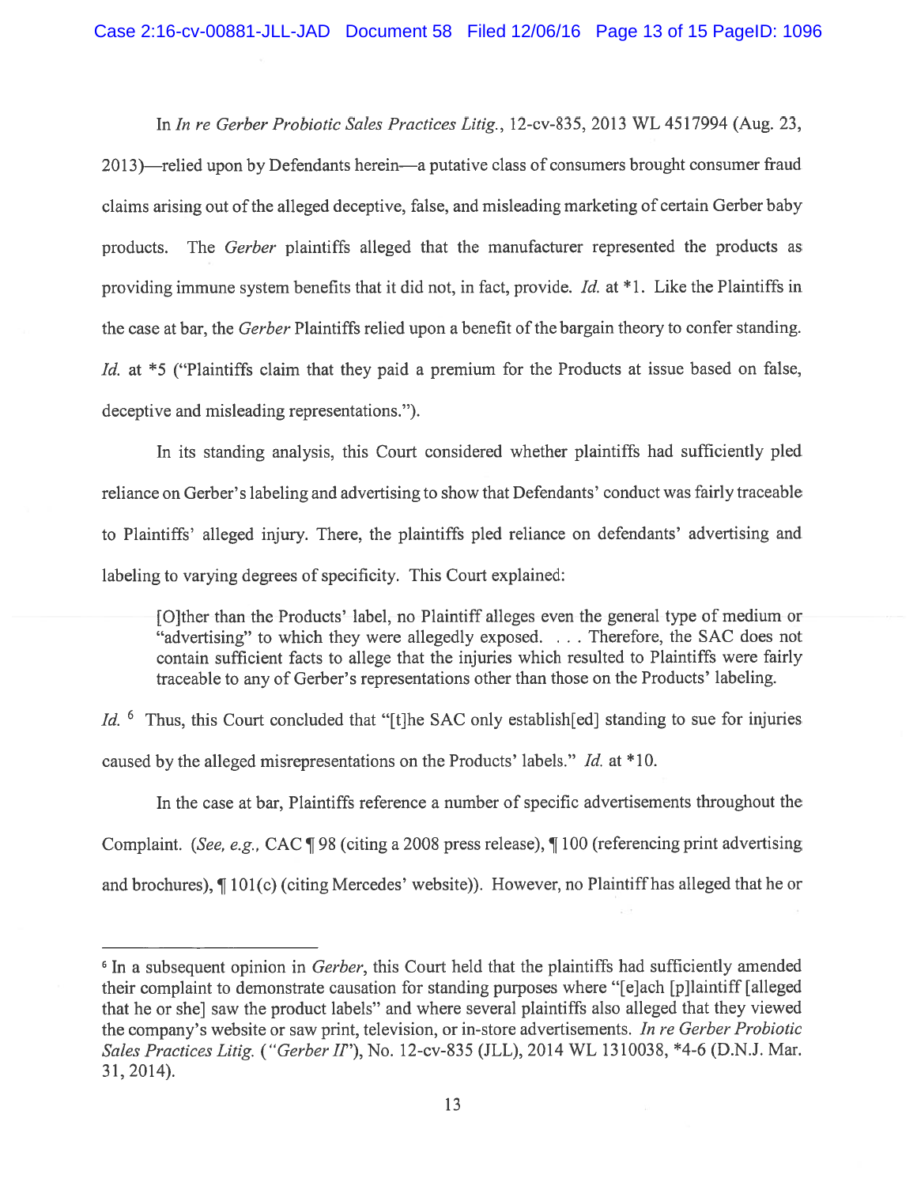In *In re Gerber Probiotic Sales Practices Litig.*, 12-cv-835, 2013 WL 4517994 (Aug. 23, 2013)—relied upon by Defendants herein—a putative class of consumers brought consumer fraud claims arising out of the alleged deceptive, false, and misleading marketing of certain Gerber baby products. The *Gerber* plaintiffs alleged that the manufacturer represented the products as providing immune system benefits that it did not, in fact, provide. *Id.* at *1. Like the Plaintiffs in the case at bar, the *Gerber* Plaintiffs relied upon a benefit of the bargain theory to confer standing. *Id.* at *5 ("Plaintiffs claim that they paid a premium for the Products at issue based on false, deceptive and misleading representations.").

In its standing analysis, this Court considered whether plaintiffs had sufficiently pled reliance on Gerber's labeling and advertising to show that Defendants' conduct was fairly traceable to Plaintiffs' alleged injury. There, the plaintiffs pled reliance on defendants' advertising and labeling to varying degrees of specificity. This Court explained:

> [O]ther than the Products' label, no Plaintiff alleges even the general type of medium or "advertising" to which they were allegedly exposed. . . . Therefore, the SAC does not contain sufficient facts to allege that the injuries which resulted to Plaintiffs were fairly traceable to any of Gerber's representations other than those on the Products' labeling.

*Id.* [6] Thus, this Court concluded that "[t]he SAC only establish[ed] standing to sue for injuries caused by the alleged misrepresentations on the Products' labels." *Id.* at *10.

In the case at bar, Plaintiffs reference a number of specific advertisements throughout the Complaint. (*See, e.g.,* CAC ¶ 98 (citing a 2008 press release), ¶ 100 (referencing print advertising and brochures), ¶ 101(c) (citing Mercedes' website)). However, no Plaintiff has alleged that he or

---

[6] In a subsequent opinion in *Gerber*, this Court held that the plaintiffs had sufficiently amended their complaint to demonstrate causation for standing purposes where "[e]ach [p]laintiff [alleged that he or she] saw the product labels" and where several plaintiffs also alleged that they viewed the company's website or saw print, television, or in-store advertisements. *In re Gerber Probiotic Sales Practices Litig.* ("*Gerber II*"), No. 12-cv-835 (JLL), 2014 WL 1310038, *4-6 (D.N.J. Mar. 31, 2014).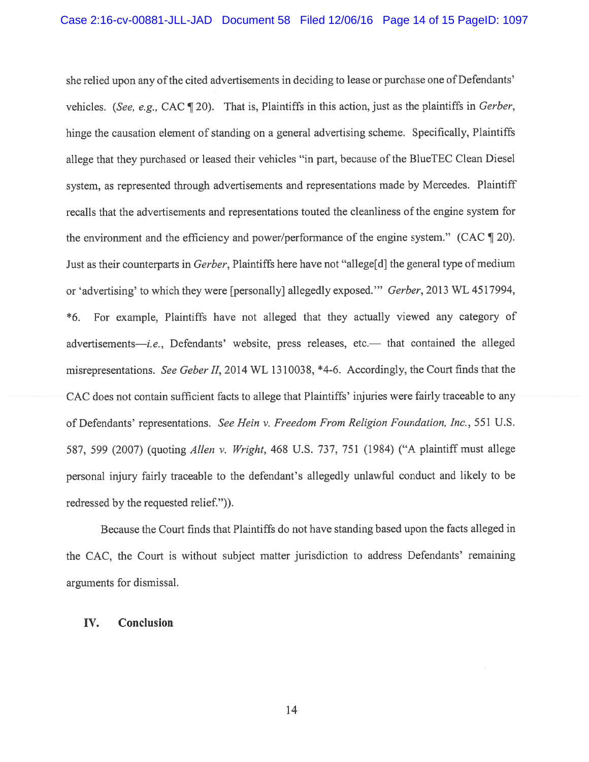she relied upon any of the cited advertisements in deciding to lease or purchase one of Defendants' vehicles. (*See, e.g.,* CAC ¶ 20). That is, Plaintiffs in this action, just as the plaintiffs in *Gerber*, hinge the causation element of standing on a general advertising scheme. Specifically, Plaintiffs allege that they purchased or leased their vehicles "in part, because of the BlueTEC Clean Diesel system, as represented through advertisements and representations made by Mercedes. Plaintiff recalls that the advertisements and representations touted the cleanliness of the engine system for the environment and the efficiency and power/performance of the engine system." (CAC ¶ 20). Just as their counterparts in *Gerber*, Plaintiffs here have not "allege[d] the general type of medium or 'advertising' to which they were [personally] allegedly exposed.'" *Gerber*, 2013 WL 4517994, *6. For example, Plaintiffs have not alleged that they actually viewed any category of advertisements—*i.e.*, Defendants' website, press releases, etc.— that contained the alleged misrepresentations. *See Geber II*, 2014 WL 1310038, *4-6. Accordingly, the Court finds that the CAC does not contain sufficient facts to allege that Plaintiffs' injuries were fairly traceable to any of Defendants' representations. *See Hein v. Freedom From Religion Foundation, Inc.*, 551 U.S. 587, 599 (2007) (quoting *Allen v. Wright*, 468 U.S. 737, 751 (1984) ("A plaintiff must allege personal injury fairly traceable to the defendant's allegedly unlawful conduct and likely to be redressed by the requested relief.")).

Because the Court finds that Plaintiffs do not have standing based upon the facts alleged in the CAC, the Court is without subject matter jurisdiction to address Defendants' remaining arguments for dismissal.

## IV. Conclusion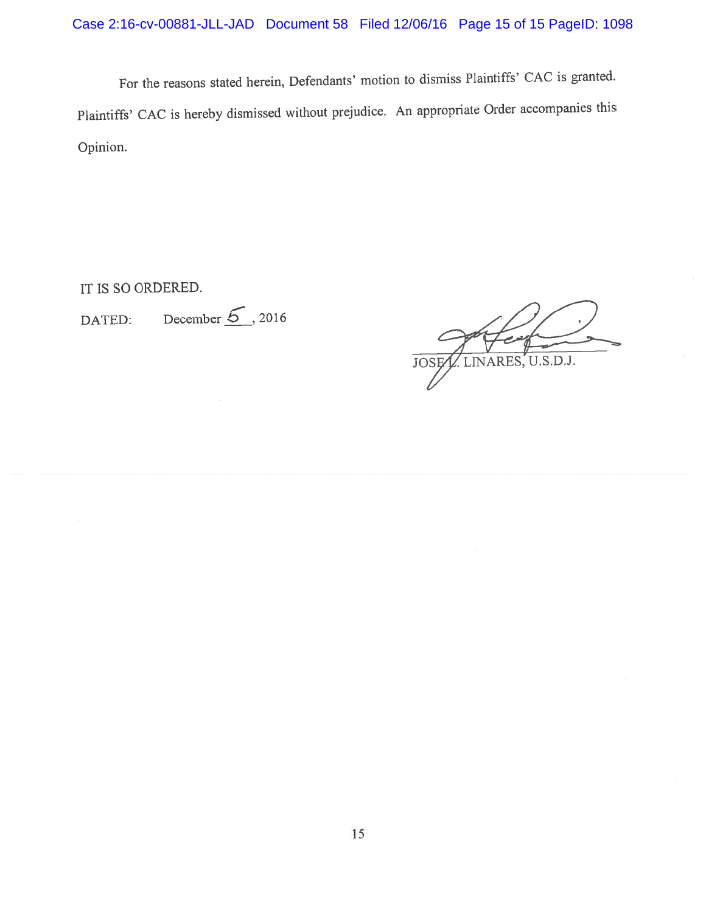For the reasons stated herein, Defendants' motion to dismiss Plaintiffs' CAC is granted. Plaintiffs' CAC is hereby dismissed without prejudice. An appropriate Order accompanies this Opinion.

IT IS SO ORDERED.

DATED: December 5, 2016

JOSE L. LINARES, U.S.D.J.